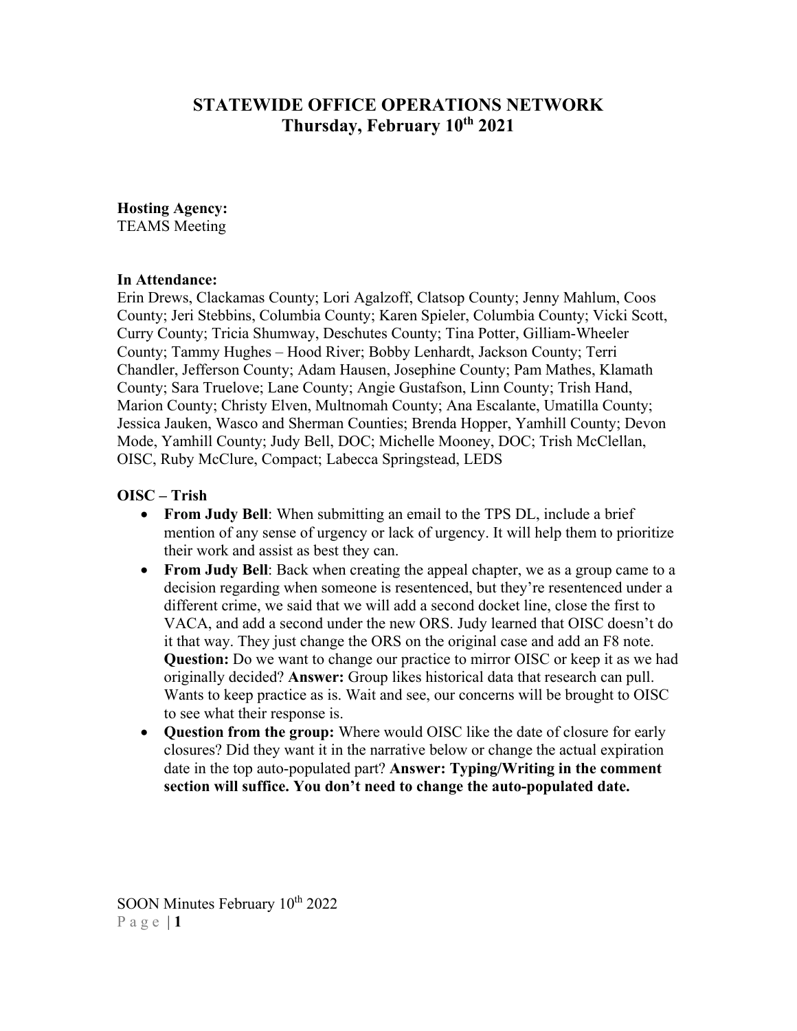# STATEWIDE OFFICE OPERATIONS NETWORK
# Thursday, February 10th 2021

**Hosting Agency:**
TEAMS Meeting

**In Attendance:**
Erin Drews, Clackamas County; Lori Agalzoff, Clatsop County; Jenny Mahlum, Coos County; Jeri Stebbins, Columbia County; Karen Spieler, Columbia County; Vicki Scott, Curry County; Tricia Shumway, Deschutes County; Tina Potter, Gilliam-Wheeler County; Tammy Hughes – Hood River; Bobby Lenhardt, Jackson County; Terri Chandler, Jefferson County; Adam Hausen, Josephine County; Pam Mathes, Klamath County; Sara Truelove; Lane County; Angie Gustafson, Linn County; Trish Hand, Marion County; Christy Elven, Multnomah County; Ana Escalante, Umatilla County; Jessica Jauken, Wasco and Sherman Counties; Brenda Hopper, Yamhill County; Devon Mode, Yamhill County; Judy Bell, DOC; Michelle Mooney, DOC; Trish McClellan, OISC, Ruby McClure, Compact; Labecca Springstead, LEDS

**OISC – Trish**

- **From Judy Bell**: When submitting an email to the TPS DL, include a brief mention of any sense of urgency or lack of urgency. It will help them to prioritize their work and assist as best they can.
- **From Judy Bell**: Back when creating the appeal chapter, we as a group came to a decision regarding when someone is resentenced, but they're resentenced under a different crime, we said that we will add a second docket line, close the first to VACA, and add a second under the new ORS. Judy learned that OISC doesn't do it that way. They just change the ORS on the original case and add an F8 note. **Question:** Do we want to change our practice to mirror OISC or keep it as we had originally decided? **Answer:** Group likes historical data that research can pull. Wants to keep practice as is. Wait and see, our concerns will be brought to OISC to see what their response is.
- **Question from the group:** Where would OISC like the date of closure for early closures? Did they want it in the narrative below or change the actual expiration date in the top auto-populated part? **Answer: Typing/Writing in the comment section will suffice. You don't need to change the auto-populated date.**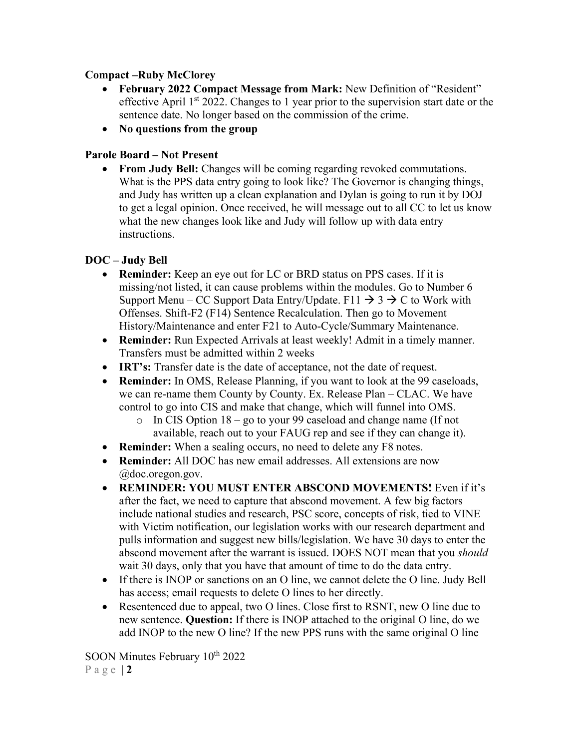**Compact –Ruby McClorey**

- **February 2022 Compact Message from Mark:** New Definition of "Resident" effective April 1st 2022. Changes to 1 year prior to the supervision start date or the sentence date. No longer based on the commission of the crime.
- **No questions from the group**

**Parole Board – Not Present**

- **From Judy Bell:** Changes will be coming regarding revoked commutations. What is the PPS data entry going to look like? The Governor is changing things, and Judy has written up a clean explanation and Dylan is going to run it by DOJ to get a legal opinion. Once received, he will message out to all CC to let us know what the new changes look like and Judy will follow up with data entry instructions.

**DOC – Judy Bell**

- **Reminder:** Keep an eye out for LC or BRD status on PPS cases. If it is missing/not listed, it can cause problems within the modules. Go to Number 6 Support Menu – CC Support Data Entry/Update. F11 → 3 → C to Work with Offenses. Shift-F2 (F14) Sentence Recalculation. Then go to Movement History/Maintenance and enter F21 to Auto-Cycle/Summary Maintenance.
- **Reminder:** Run Expected Arrivals at least weekly! Admit in a timely manner. Transfers must be admitted within 2 weeks
- **IRT's:** Transfer date is the date of acceptance, not the date of request.
- **Reminder:** In OMS, Release Planning, if you want to look at the 99 caseloads, we can re-name them County by County. Ex. Release Plan – CLAC. We have control to go into CIS and make that change, which will funnel into OMS.
  - In CIS Option 18 – go to your 99 caseload and change name (If not available, reach out to your FAUG rep and see if they can change it).
- **Reminder:** When a sealing occurs, no need to delete any F8 notes.
- **Reminder:** All DOC has new email addresses. All extensions are now @doc.oregon.gov.
- **REMINDER: YOU MUST ENTER ABSCOND MOVEMENTS!** Even if it's after the fact, we need to capture that abscond movement. A few big factors include national studies and research, PSC score, concepts of risk, tied to VINE with Victim notification, our legislation works with our research department and pulls information and suggest new bills/legislation. We have 30 days to enter the abscond movement after the warrant is issued. DOES NOT mean that you *should* wait 30 days, only that you have that amount of time to do the data entry.
- If there is INOP or sanctions on an O line, we cannot delete the O line. Judy Bell has access; email requests to delete O lines to her directly.
- Resentenced due to appeal, two O lines. Close first to RSNT, new O line due to new sentence. **Question:** If there is INOP attached to the original O line, do we add INOP to the new O line? If the new PPS runs with the same original O line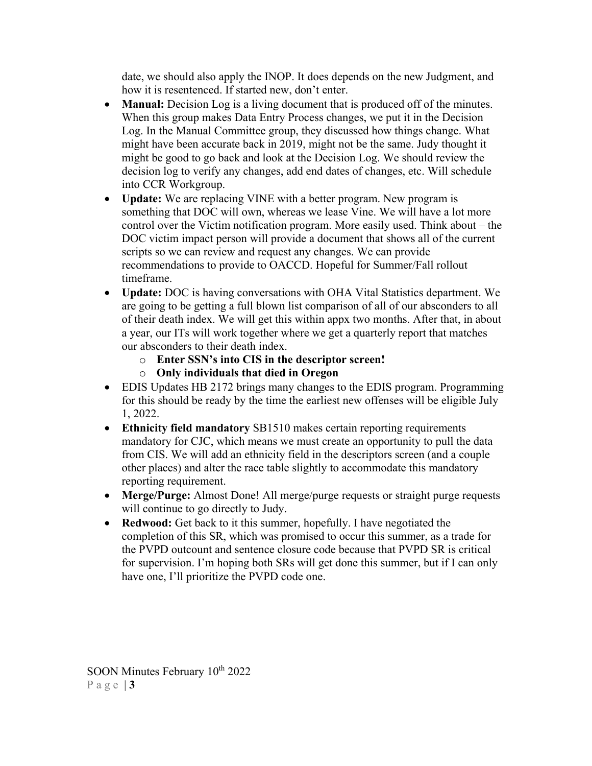date, we should also apply the INOP. It does depends on the new Judgment, and how it is resentenced. If started new, don't enter.

- **Manual:** Decision Log is a living document that is produced off of the minutes. When this group makes Data Entry Process changes, we put it in the Decision Log. In the Manual Committee group, they discussed how things change. What might have been accurate back in 2019, might not be the same. Judy thought it might be good to go back and look at the Decision Log. We should review the decision log to verify any changes, add end dates of changes, etc. Will schedule into CCR Workgroup.
- **Update:** We are replacing VINE with a better program. New program is something that DOC will own, whereas we lease Vine. We will have a lot more control over the Victim notification program. More easily used. Think about – the DOC victim impact person will provide a document that shows all of the current scripts so we can review and request any changes. We can provide recommendations to provide to OACCD. Hopeful for Summer/Fall rollout timeframe.
- **Update:** DOC is having conversations with OHA Vital Statistics department. We are going to be getting a full blown list comparison of all of our absconders to all of their death index. We will get this within appx two months. After that, in about a year, our ITs will work together where we get a quarterly report that matches our absconders to their death index.
  - **Enter SSN's into CIS in the descriptor screen!**
  - **Only individuals that died in Oregon**
- EDIS Updates HB 2172 brings many changes to the EDIS program. Programming for this should be ready by the time the earliest new offenses will be eligible July 1, 2022.
- **Ethnicity field mandatory** SB1510 makes certain reporting requirements mandatory for CJC, which means we must create an opportunity to pull the data from CIS. We will add an ethnicity field in the descriptors screen (and a couple other places) and alter the race table slightly to accommodate this mandatory reporting requirement.
- **Merge/Purge:** Almost Done! All merge/purge requests or straight purge requests will continue to go directly to Judy.
- **Redwood:** Get back to it this summer, hopefully. I have negotiated the completion of this SR, which was promised to occur this summer, as a trade for the PVPD outcount and sentence closure code because that PVPD SR is critical for supervision. I'm hoping both SRs will get done this summer, but if I can only have one, I'll prioritize the PVPD code one.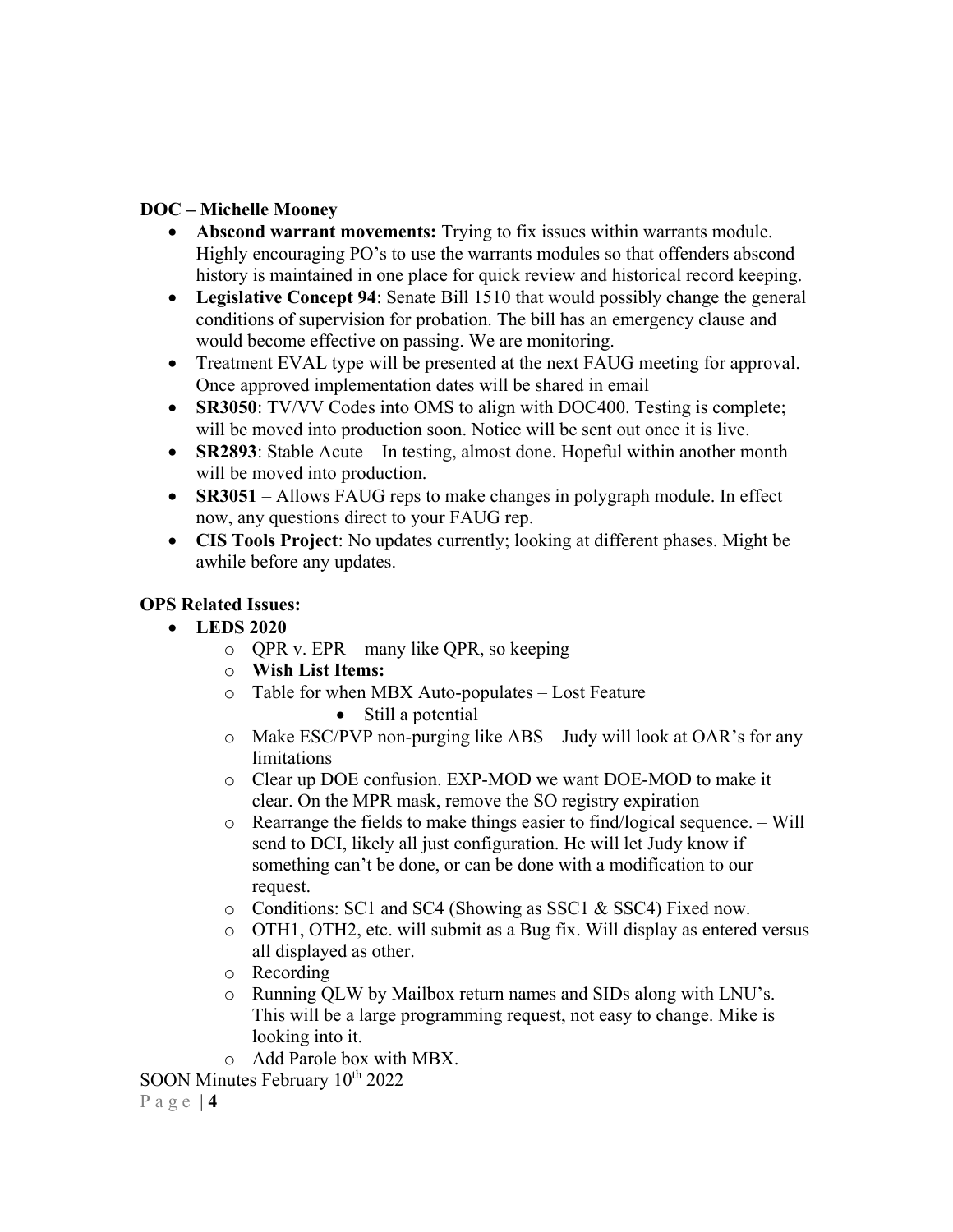**DOC – Michelle Mooney**

- **Abscond warrant movements:** Trying to fix issues within warrants module. Highly encouraging PO's to use the warrants modules so that offenders abscond history is maintained in one place for quick review and historical record keeping.
- **Legislative Concept 94**: Senate Bill 1510 that would possibly change the general conditions of supervision for probation. The bill has an emergency clause and would become effective on passing. We are monitoring.
- Treatment EVAL type will be presented at the next FAUG meeting for approval. Once approved implementation dates will be shared in email
- **SR3050**: TV/VV Codes into OMS to align with DOC400. Testing is complete; will be moved into production soon. Notice will be sent out once it is live.
- **SR2893**: Stable Acute – In testing, almost done. Hopeful within another month will be moved into production.
- **SR3051** – Allows FAUG reps to make changes in polygraph module. In effect now, any questions direct to your FAUG rep.
- **CIS Tools Project**: No updates currently; looking at different phases. Might be awhile before any updates.

**OPS Related Issues:**

- **LEDS 2020**
  - QPR v. EPR – many like QPR, so keeping
  - **Wish List Items:**
  - Table for when MBX Auto-populates – Lost Feature
    - Still a potential
  - Make ESC/PVP non-purging like ABS – Judy will look at OAR's for any limitations
  - Clear up DOE confusion. EXP-MOD we want DOE-MOD to make it clear. On the MPR mask, remove the SO registry expiration
  - Rearrange the fields to make things easier to find/logical sequence. – Will send to DCI, likely all just configuration. He will let Judy know if something can't be done, or can be done with a modification to our request.
  - Conditions: SC1 and SC4 (Showing as SSC1 & SSC4) Fixed now.
  - OTH1, OTH2, etc. will submit as a Bug fix. Will display as entered versus all displayed as other.
  - Recording
  - Running QLW by Mailbox return names and SIDs along with LNU's. This will be a large programming request, not easy to change. Mike is looking into it.
  - Add Parole box with MBX.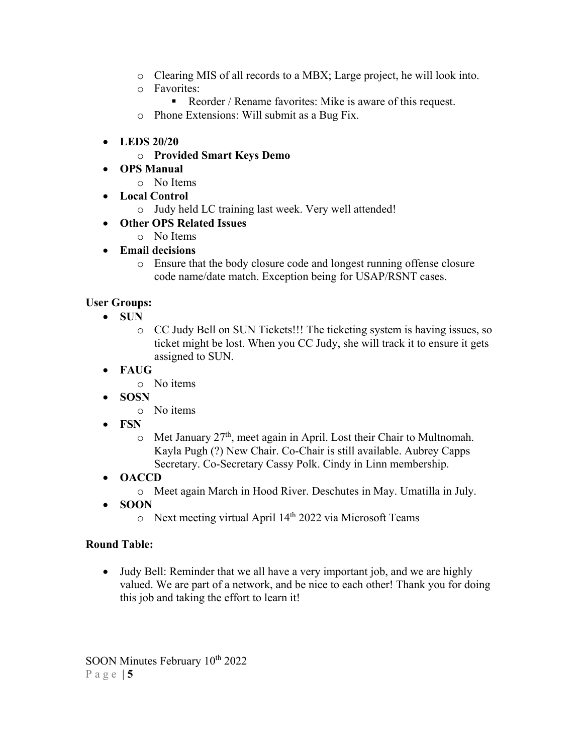- Clearing MIS of all records to a MBX; Large project, he will look into.
  - Favorites:
    - Reorder / Rename favorites: Mike is aware of this request.
  - Phone Extensions: Will submit as a Bug Fix.

- **LEDS 20/20**
  - **Provided Smart Keys Demo**
- **OPS Manual**
  - No Items
- **Local Control**
  - Judy held LC training last week. Very well attended!
- **Other OPS Related Issues**
  - No Items
- **Email decisions**
  - Ensure that the body closure code and longest running offense closure code name/date match. Exception being for USAP/RSNT cases.

**User Groups:**

- **SUN**
  - CC Judy Bell on SUN Tickets!!! The ticketing system is having issues, so ticket might be lost. When you CC Judy, she will track it to ensure it gets assigned to SUN.
- **FAUG**
  - No items
- **SOSN**
  - No items
- **FSN**
  - Met January 27th, meet again in April. Lost their Chair to Multnomah. Kayla Pugh (?) New Chair. Co-Chair is still available. Aubrey Capps Secretary. Co-Secretary Cassy Polk. Cindy in Linn membership.
- **OACCD**
  - Meet again March in Hood River. Deschutes in May. Umatilla in July.
- **SOON**
  - Next meeting virtual April 14th 2022 via Microsoft Teams

**Round Table:**

- Judy Bell: Reminder that we all have a very important job, and we are highly valued. We are part of a network, and be nice to each other! Thank you for doing this job and taking the effort to learn it!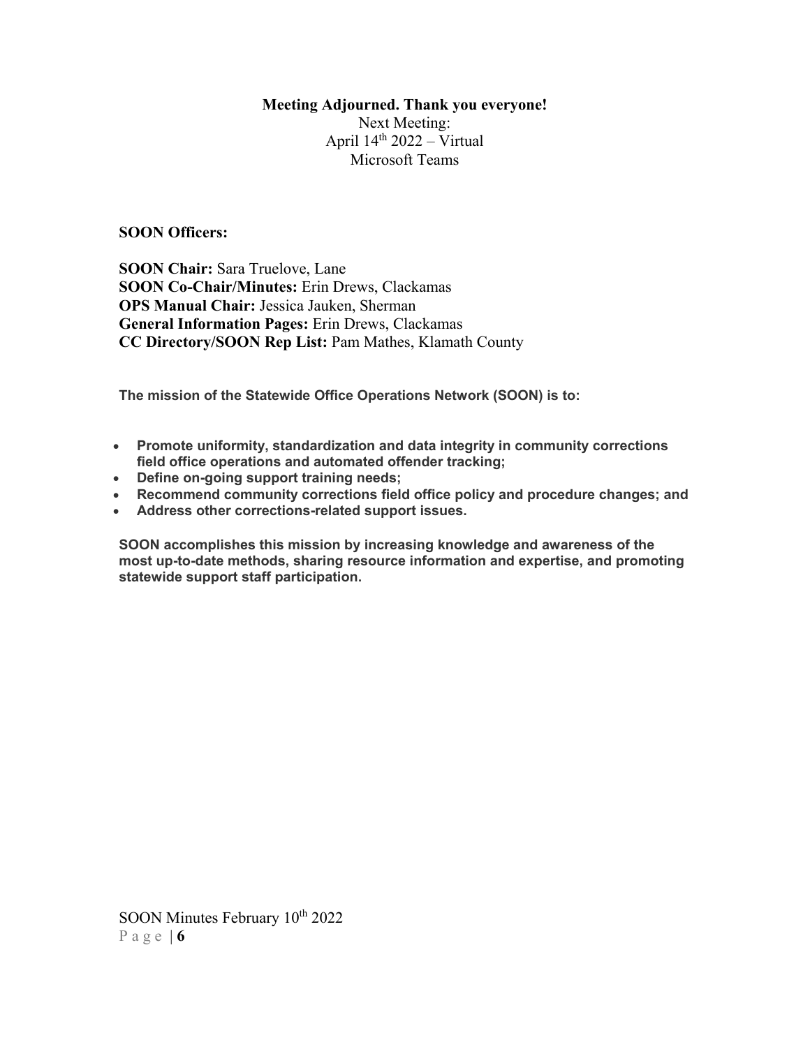**Meeting Adjourned. Thank you everyone!**

Next Meeting:
April 14th 2022 – Virtual
Microsoft Teams

**SOON Officers:**

**SOON Chair:** Sara Truelove, Lane
**SOON Co-Chair/Minutes:** Erin Drews, Clackamas
**OPS Manual Chair:** Jessica Jauken, Sherman
**General Information Pages:** Erin Drews, Clackamas
**CC Directory/SOON Rep List:** Pam Mathes, Klamath County

**The mission of the Statewide Office Operations Network (SOON) is to:**

- **Promote uniformity, standardization and data integrity in community corrections field office operations and automated offender tracking;**
- **Define on-going support training needs;**
- **Recommend community corrections field office policy and procedure changes; and**
- **Address other corrections-related support issues.**

**SOON accomplishes this mission by increasing knowledge and awareness of the most up-to-date methods, sharing resource information and expertise, and promoting statewide support staff participation.**